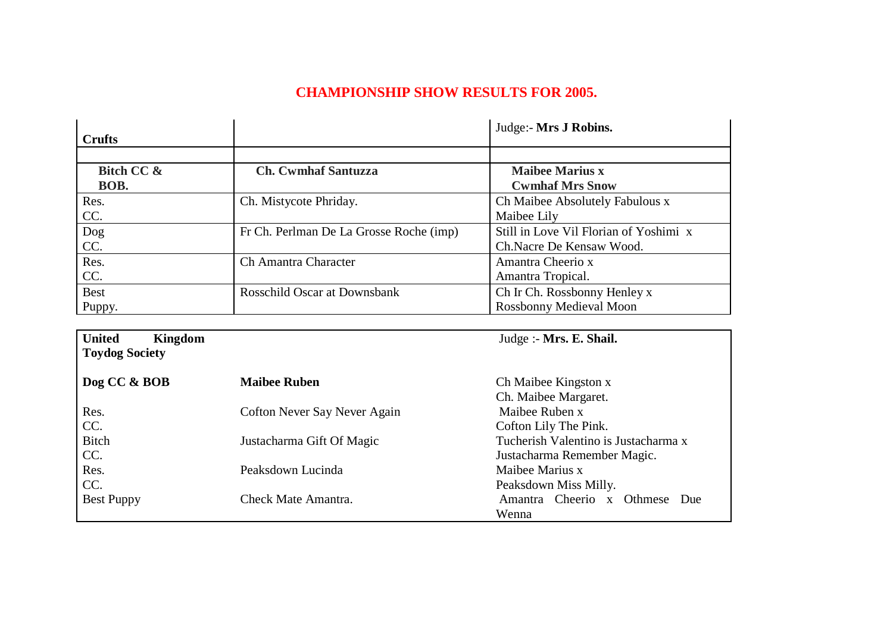# CHAMPIONSHIP SHOW RESULTS FOR 2005.

| **Crufts** | | Judge:- **Mrs J Robins.** |
|---|---|---|
| | | |
| **Bitch CC & BOB.** | **Ch. Cwmhaf Santuzza** | **Maibee Marius x Cwmhaf Mrs Snow** |
| Res. CC. | Ch. Mistycote Phriday. | Ch Maibee Absolutely Fabulous x Maibee Lily |
| Dog CC. | Fr Ch. Perlman De La Grosse Roche (imp) | Still in Love Vil Florian of Yoshimi x Ch.Nacre De Kensaw Wood. |
| Res. CC. | Ch Amantra Character | Amantra Cheerio x Amantra Tropical. |
| Best Puppy. | Rosschild Oscar at Downsbank | Ch Ir Ch. Rossbonny Henley x Rossbonny Medieval Moon |

| **United Kingdom Toydog Society** | | Judge :- **Mrs. E. Shail.** |
|---|---|---|
| **Dog CC & BOB** | **Maibee Ruben** | Ch Maibee Kingston x Ch. Maibee Margaret. |
| Res. CC. | Cofton Never Say Never Again | Maibee Ruben x Cofton Lily The Pink. |
| Bitch CC. | Justacharma Gift Of Magic | Tucherish Valentino is Justacharma x Justacharma Remember Magic. |
| Res. CC. | Peaksdown Lucinda | Maibee Marius x Peaksdown Miss Milly. |
| Best Puppy | Check Mate Amantra. | Amantra Cheerio x Othmese Due Wenna |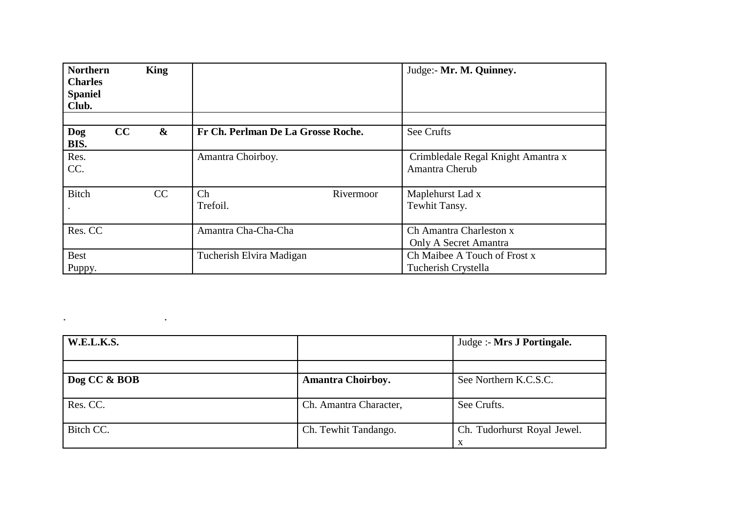| **Northern King Charles Spaniel Club.** | | Judge:- **Mr. M. Quinney.** |
|---|---|---|
| | | |
| **Dog CC & BIS.** | **Fr Ch. Perlman De La Grosse Roche.** | See Crufts |
| Res. CC. | Amantra Choirboy. | Crimbledale Regal Knight Amantra x Amantra Cherub |
| Bitch CC . | Ch Rivermoor Trefoil. | Maplehurst Lad x Tewhit Tansy. |
| Res. CC | Amantra Cha-Cha-Cha | Ch Amantra Charleston x Only A Secret Amantra |
| Best Puppy. | Tucherish Elvira Madigan | Ch Maibee A Touch of Frost x Tucherish Crystella |

. .

| **W.E.L.K.S.** | | Judge :- **Mrs J Portingale.** |
|---|---|---|
| | | |
| **Dog CC & BOB** | **Amantra Choirboy.** | See Northern K.C.S.C. |
| Res. CC. | Ch. Amantra Character, | See Crufts. |
| Bitch CC. | Ch. Tewhit Tandango. | Ch. Tudorhurst Royal Jewel. x |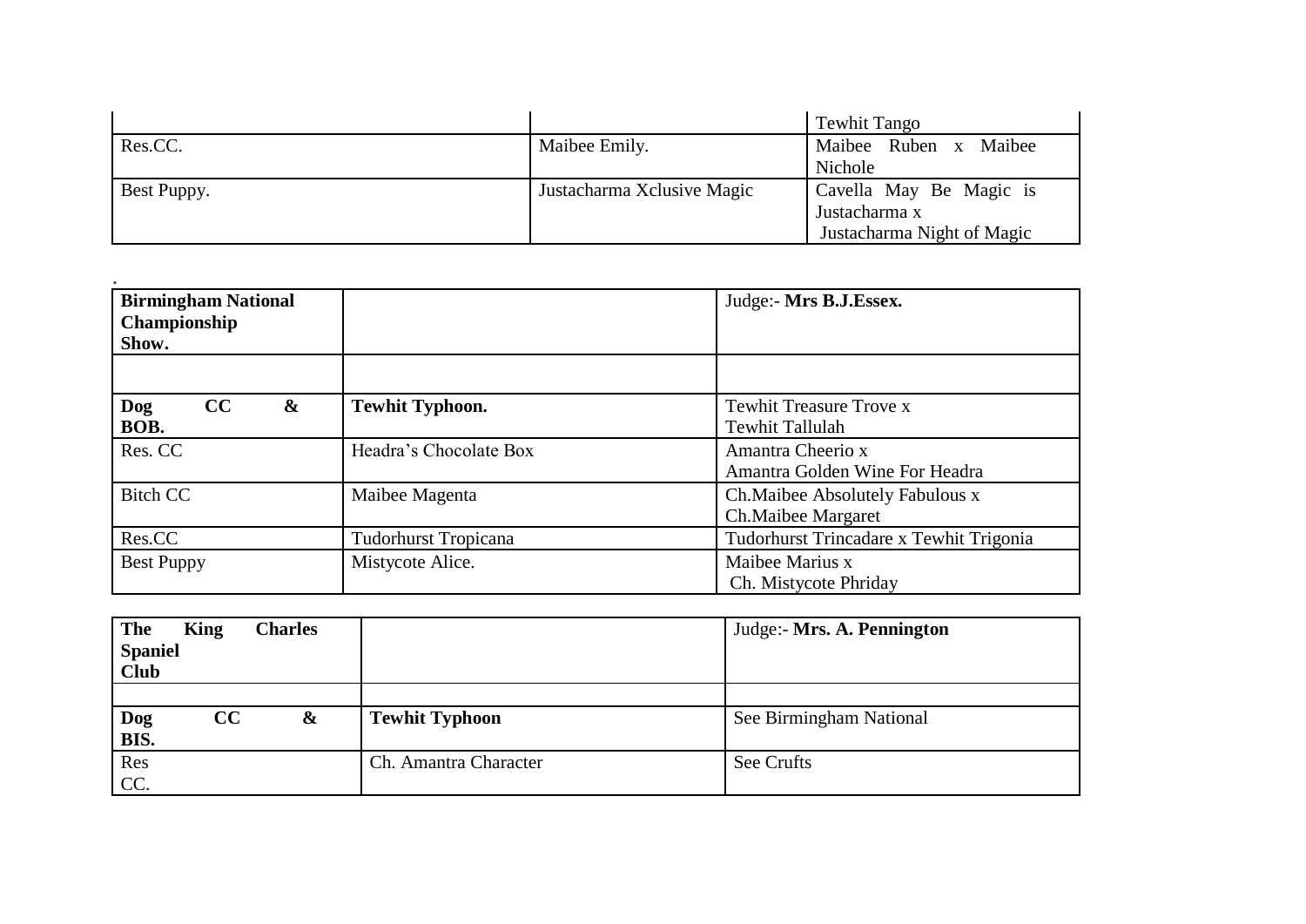| | | |
|---|---|---|
| | | Tewhit Tango |
| Res.CC. | Maibee Emily. | Maibee Ruben x Maibee Nichole |
| Best Puppy. | Justacharma Xclusive Magic | Cavella May Be Magic is Justacharma x Justacharma Night of Magic |

.

| **Birmingham National Championship Show.** | | Judge:- **Mrs B.J.Essex.** |
|---|---|---|
| | | |
| **Dog CC & BOB.** | **Tewhit Typhoon.** | Tewhit Treasure Trove x Tewhit Tallulah |
| Res. CC | Headra's Chocolate Box | Amantra Cheerio x Amantra Golden Wine For Headra |
| Bitch CC | Maibee Magenta | Ch.Maibee Absolutely Fabulous x Ch.Maibee Margaret |
| Res.CC | Tudorhurst Tropicana | Tudorhurst Trincadare x Tewhit Trigonia |
| Best Puppy | Mistycote Alice. | Maibee Marius x Ch. Mistycote Phriday |

| **The King Charles Spaniel Club** | | Judge:- **Mrs. A. Pennington** |
|---|---|---|
| | | |
| **Dog CC & BIS.** | **Tewhit Typhoon** | See Birmingham National |
| Res CC. | Ch. Amantra Character | See Crufts |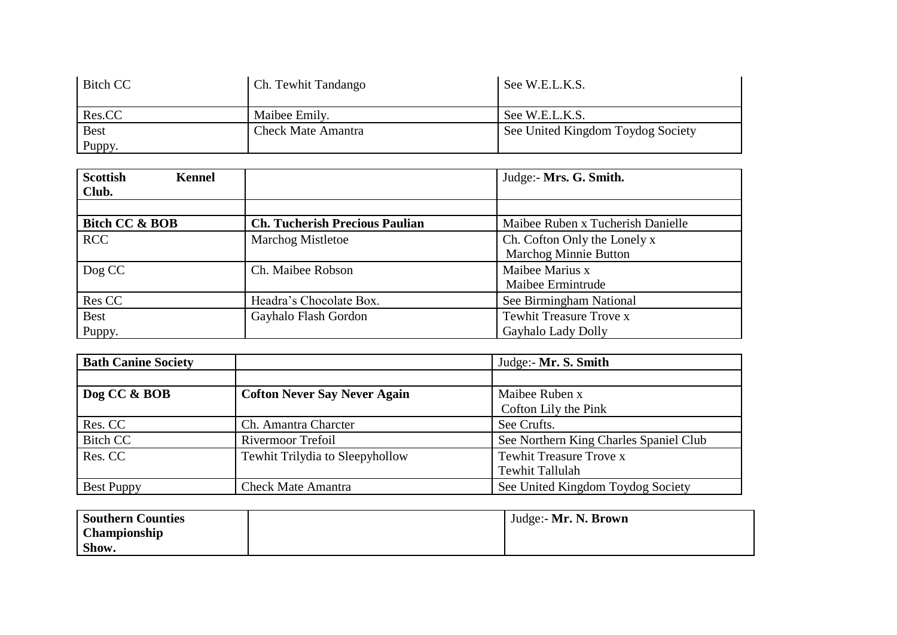| | | |
|---|---|---|
| Bitch CC | Ch. Tewhit Tandango | See W.E.L.K.S. |
| Res.CC | Maibee Emily. | See W.E.L.K.S. |
| Best Puppy. | Check Mate Amantra | See United Kingdom Toydog Society |

| **Scottish Kennel Club.** | | Judge:- **Mrs. G. Smith.** |
|---|---|---|
| | | |
| **Bitch CC & BOB** | **Ch. Tucherish Precious Paulian** | Maibee Ruben x Tucherish Danielle |
| RCC | Marchog Mistletoe | Ch. Cofton Only the Lonely x Marchog Minnie Button |
| Dog CC | Ch. Maibee Robson | Maibee Marius x Maibee Ermintrude |
| Res CC | Headra's Chocolate Box. | See Birmingham National |
| Best Puppy. | Gayhalo Flash Gordon | Tewhit Treasure Trove x Gayhalo Lady Dolly |

| **Bath Canine Society** | | Judge:- **Mr. S. Smith** |
|---|---|---|
| | | |
| **Dog CC & BOB** | **Cofton Never Say Never Again** | Maibee Ruben x Cofton Lily the Pink |
| Res. CC | Ch. Amantra Charcter | See Crufts. |
| Bitch CC | Rivermoor Trefoil | See Northern King Charles Spaniel Club |
| Res. CC | Tewhit Trilydia to Sleepyhollow | Tewhit Treasure Trove x Tewhit Tallulah |
| Best Puppy | Check Mate Amantra | See United Kingdom Toydog Society |

| **Southern Counties Championship Show.** | | Judge:- **Mr. N. Brown** |
|---|---|---|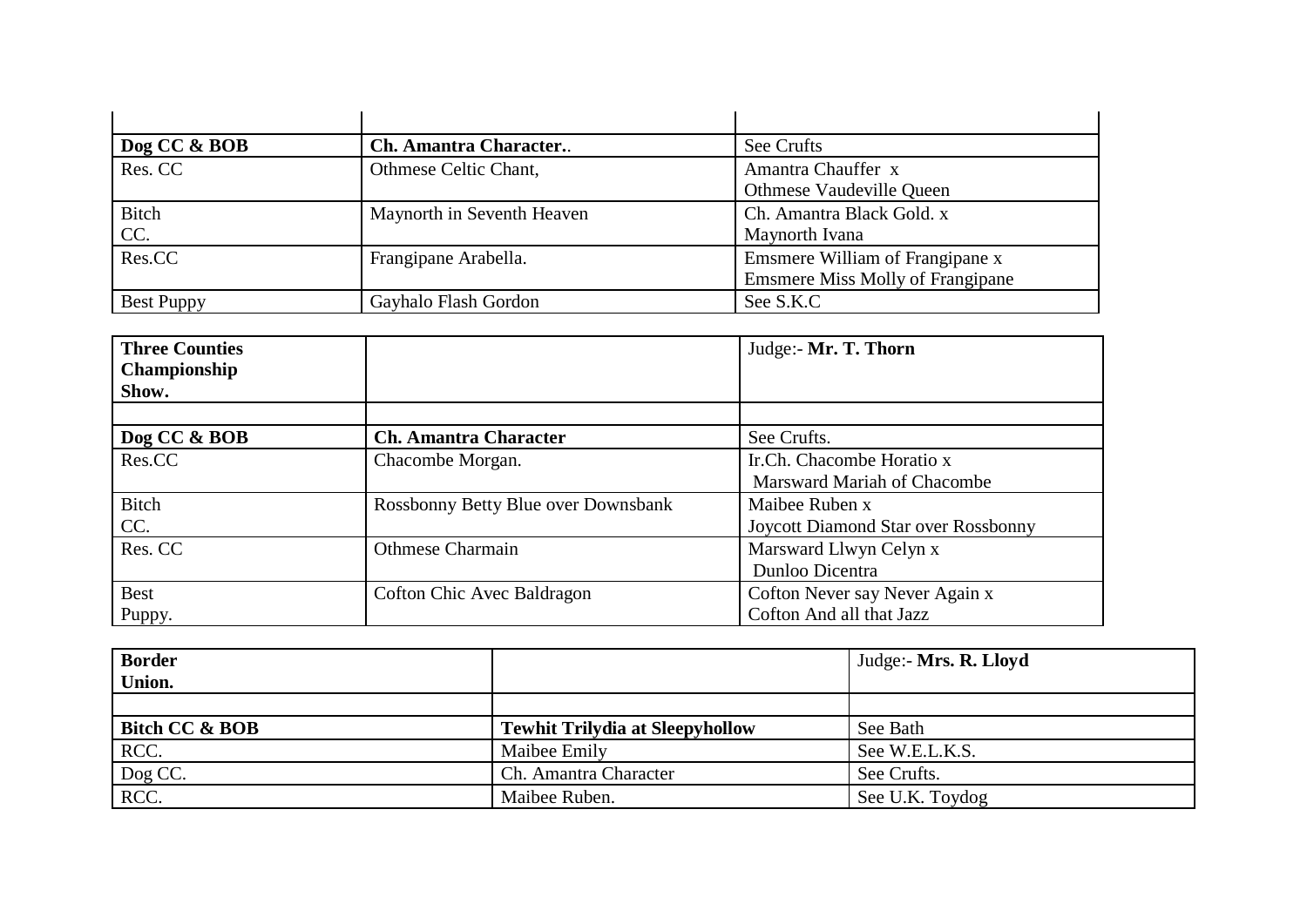| | | |
|---|---|---|
| | | |
| **Dog CC & BOB** | **Ch. Amantra Character.**. | See Crufts |
| Res. CC | Othmese Celtic Chant, | Amantra Chauffer x Othmese Vaudeville Queen |
| Bitch CC. | Maynorth in Seventh Heaven | Ch. Amantra Black Gold. x Maynorth Ivana |
| Res.CC | Frangipane Arabella. | Emsmere William of Frangipane x Emsmere Miss Molly of Frangipane |
| Best Puppy | Gayhalo Flash Gordon | See S.K.C |

| **Three Counties Championship Show.** | | Judge:- **Mr. T. Thorn** |
|---|---|---|
| | | |
| **Dog CC & BOB** | **Ch. Amantra Character** | See Crufts. |
| Res.CC | Chacombe Morgan. | Ir.Ch. Chacombe Horatio x Marsward Mariah of Chacombe |
| Bitch CC. | Rossbonny Betty Blue over Downsbank | Maibee Ruben x Joycott Diamond Star over Rossbonny |
| Res. CC | Othmese Charmain | Marsward Llwyn Celyn x Dunloo Dicentra |
| Best Puppy. | Cofton Chic Avec Baldragon | Cofton Never say Never Again x Cofton And all that Jazz |

| **Border Union.** | | Judge:- **Mrs. R. Lloyd** |
|---|---|---|
| | | |
| **Bitch CC & BOB** | **Tewhit Trilydia at Sleepyhollow** | See Bath |
| RCC. | Maibee Emily | See W.E.L.K.S. |
| Dog CC. | Ch. Amantra Character | See Crufts. |
| RCC. | Maibee Ruben. | See U.K. Toydog |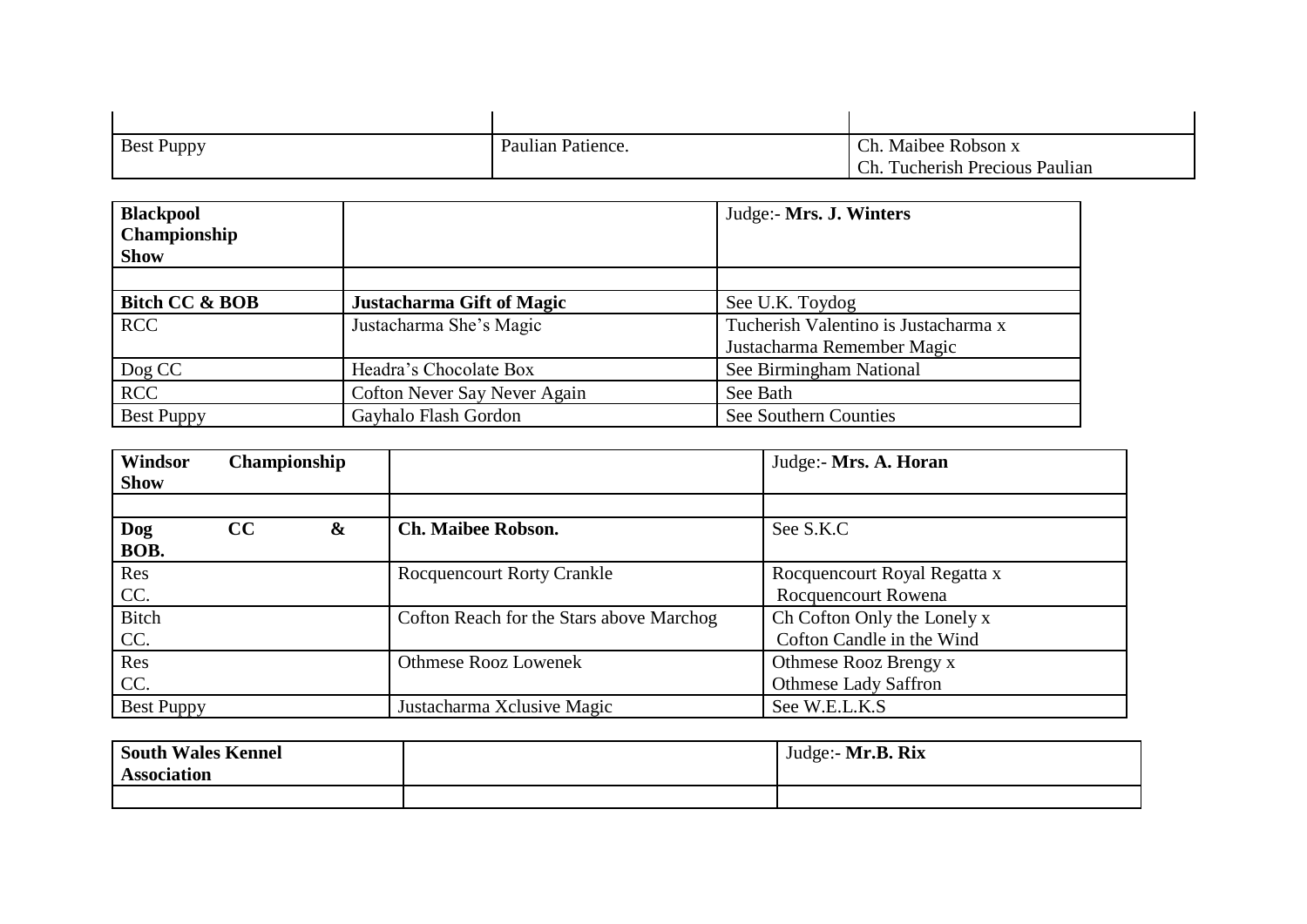| | | |
|---|---|---|
| | | |
| Best Puppy | Paulian Patience. | Ch. Maibee Robson x Ch. Tucherish Precious Paulian |

| **Blackpool Championship Show** | | Judge:- **Mrs. J. Winters** |
|---|---|---|
| | | |
| **Bitch CC & BOB** | **Justacharma Gift of Magic** | See U.K. Toydog |
| RCC | Justacharma She's Magic | Tucherish Valentino is Justacharma x Justacharma Remember Magic |
| Dog CC | Headra's Chocolate Box | See Birmingham National |
| RCC | Cofton Never Say Never Again | See Bath |
| Best Puppy | Gayhalo Flash Gordon | See Southern Counties |

| **Windsor Championship Show** | | Judge:- **Mrs. A. Horan** |
|---|---|---|
| | | |
| **Dog CC & BOB.** | **Ch. Maibee Robson.** | See S.K.C |
| Res CC. | Rocquencourt Rorty Crankle | Rocquencourt Royal Regatta x Rocquencourt Rowena |
| Bitch CC. | Cofton Reach for the Stars above Marchog | Ch Cofton Only the Lonely x Cofton Candle in the Wind |
| Res CC. | Othmese Rooz Lowenek | Othmese Rooz Brengy x Othmese Lady Saffron |
| Best Puppy | Justacharma Xclusive Magic | See W.E.L.K.S |

| **South Wales Kennel Association** | | Judge:- **Mr.B. Rix** |
|---|---|---|
| | | |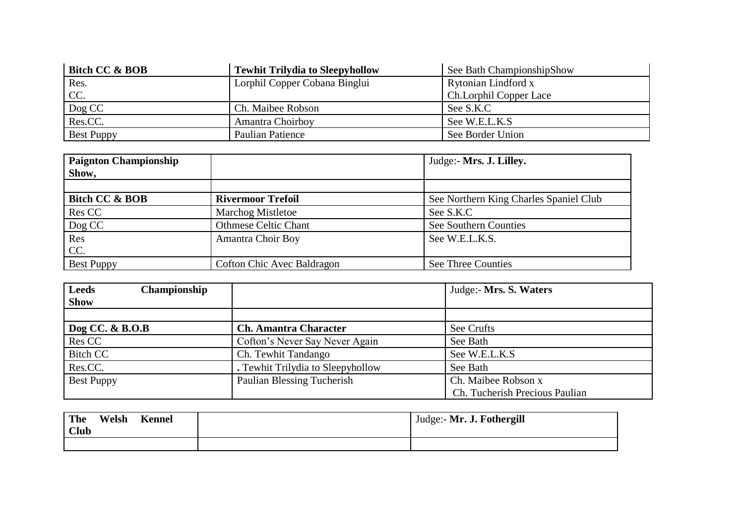| | | |
|---|---|---|
| **Bitch CC & BOB** | **Tewhit Trilydia to Sleepyhollow** | See Bath ChampionshipShow |
| Res. CC. | Lorphil Copper Cobana Binglui | Rytonian Lindford x Ch.Lorphil Copper Lace |
| Dog CC | Ch. Maibee Robson | See S.K.C |
| Res.CC. | Amantra Choirboy | See W.E.L.K.S |
| Best Puppy | Paulian Patience | See Border Union |

| **Paignton Championship Show,** | | Judge:- **Mrs. J. Lilley.** |
|---|---|---|
| | | |
| **Bitch CC & BOB** | **Rivermoor Trefoil** | See Northern King Charles Spaniel Club |
| Res CC | Marchog Mistletoe | See S.K.C |
| Dog CC | Othmese Celtic Chant | See Southern Counties |
| Res CC. | Amantra Choir Boy | See W.E.L.K.S. |
| Best Puppy | Cofton Chic Avec Baldragon | See Three Counties |

| **Leeds Championship Show** | | Judge:- **Mrs. S. Waters** |
|---|---|---|
| | | |
| **Dog CC. & B.O.B** | **Ch. Amantra Character** | See Crufts |
| Res CC | Cofton's Never Say Never Again | See Bath |
| Bitch CC | Ch. Tewhit Tandango | See W.E.L.K.S |
| Res.CC. | . Tewhit Trilydia to Sleepyhollow | See Bath |
| Best Puppy | Paulian Blessing Tucherish | Ch. Maibee Robson x Ch. Tucherish Precious Paulian |

| **The Welsh Kennel Club** | | Judge:- **Mr. J. Fothergill** |
|---|---|---|
| | | |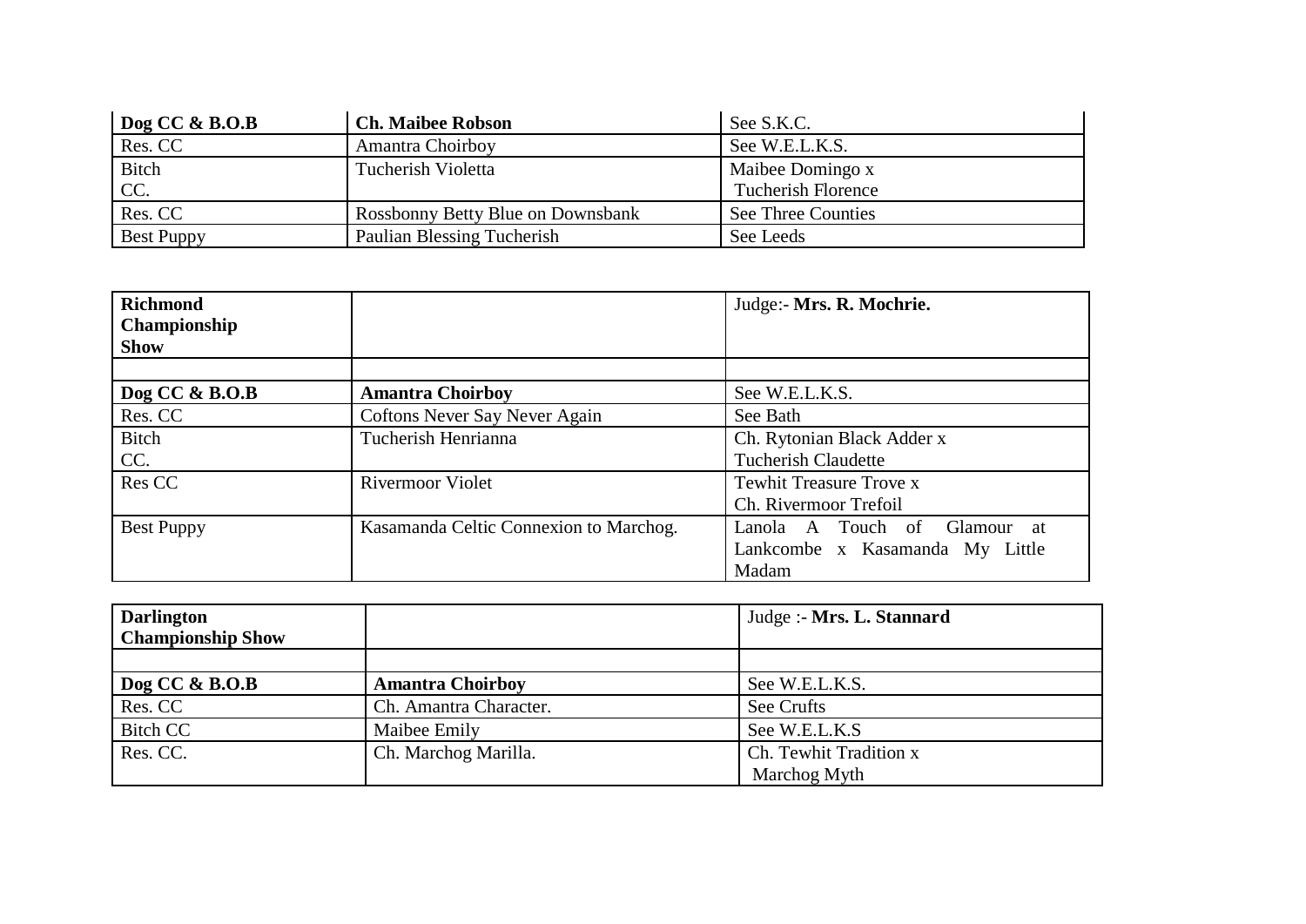| | | |
|---|---|---|
| **Dog CC & B.O.B** | **Ch. Maibee Robson** | See S.K.C. |
| Res. CC | Amantra Choirboy | See W.E.L.K.S. |
| Bitch CC. | Tucherish Violetta | Maibee Domingo x Tucherish Florence |
| Res. CC | Rossbonny Betty Blue on Downsbank | See Three Counties |
| Best Puppy | Paulian Blessing Tucherish | See Leeds |

| **Richmond Championship Show** | | Judge:- **Mrs. R. Mochrie.** |
|---|---|---|
| | | |
| **Dog CC & B.O.B** | **Amantra Choirboy** | See W.E.L.K.S. |
| Res. CC | Coftons Never Say Never Again | See Bath |
| Bitch CC. | Tucherish Henrianna | Ch. Rytonian Black Adder x Tucherish Claudette |
| Res CC | Rivermoor Violet | Tewhit Treasure Trove x Ch. Rivermoor Trefoil |
| Best Puppy | Kasamanda Celtic Connexion to Marchog. | Lanola A Touch of Glamour at Lankcombe x Kasamanda My Little Madam |

| **Darlington Championship Show** | | Judge :- **Mrs. L. Stannard** |
|---|---|---|
| | | |
| **Dog CC & B.O.B** | **Amantra Choirboy** | See W.E.L.K.S. |
| Res. CC | Ch. Amantra Character. | See Crufts |
| Bitch CC | Maibee Emily | See W.E.L.K.S |
| Res. CC. | Ch. Marchog Marilla. | Ch. Tewhit Tradition x Marchog Myth |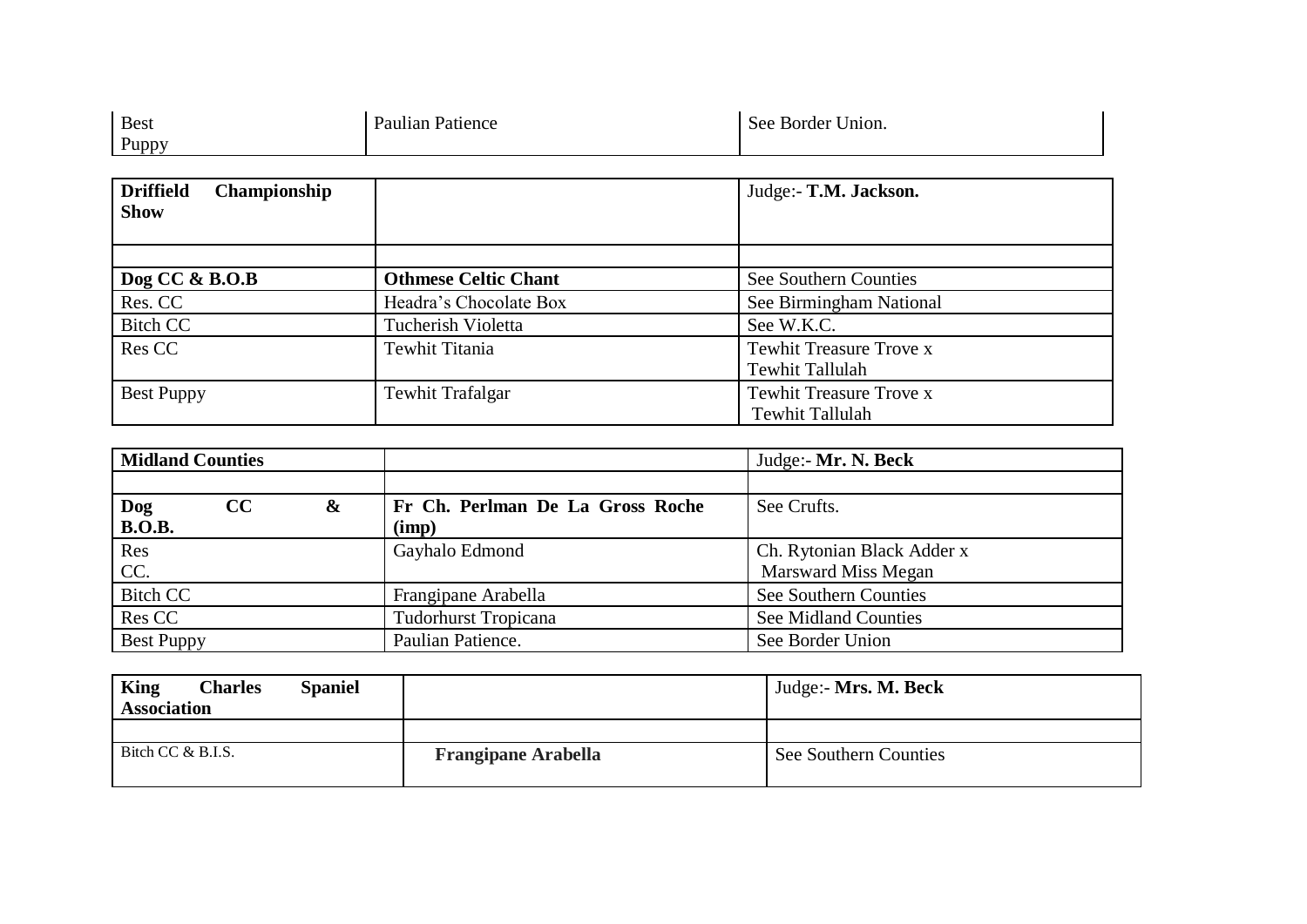| | | |
|---|---|---|
| Best Puppy | Paulian Patience | See Border Union. |

| **Driffield Championship Show** | | Judge:- **T.M. Jackson.** |
|---|---|---|
| | | |
| **Dog CC & B.O.B** | **Othmese Celtic Chant** | See Southern Counties |
| Res. CC | Headra's Chocolate Box | See Birmingham National |
| Bitch CC | Tucherish Violetta | See W.K.C. |
| Res CC | Tewhit Titania | Tewhit Treasure Trove x Tewhit Tallulah |
| Best Puppy | Tewhit Trafalgar | Tewhit Treasure Trove x Tewhit Tallulah |

| **Midland Counties** | | Judge:- **Mr. N. Beck** |
|---|---|---|
| | | |
| **Dog CC & B.O.B.** | **Fr Ch. Perlman De La Gross Roche (imp)** | See Crufts. |
| Res CC. | Gayhalo Edmond | Ch. Rytonian Black Adder x Marsward Miss Megan |
| Bitch CC | Frangipane Arabella | See Southern Counties |
| Res CC | Tudorhurst Tropicana | See Midland Counties |
| Best Puppy | Paulian Patience. | See Border Union |

| **King Charles Spaniel Association** | | Judge:- **Mrs. M. Beck** |
|---|---|---|
| | | |
| Bitch CC & B.I.S. | **Frangipane Arabella** | See Southern Counties |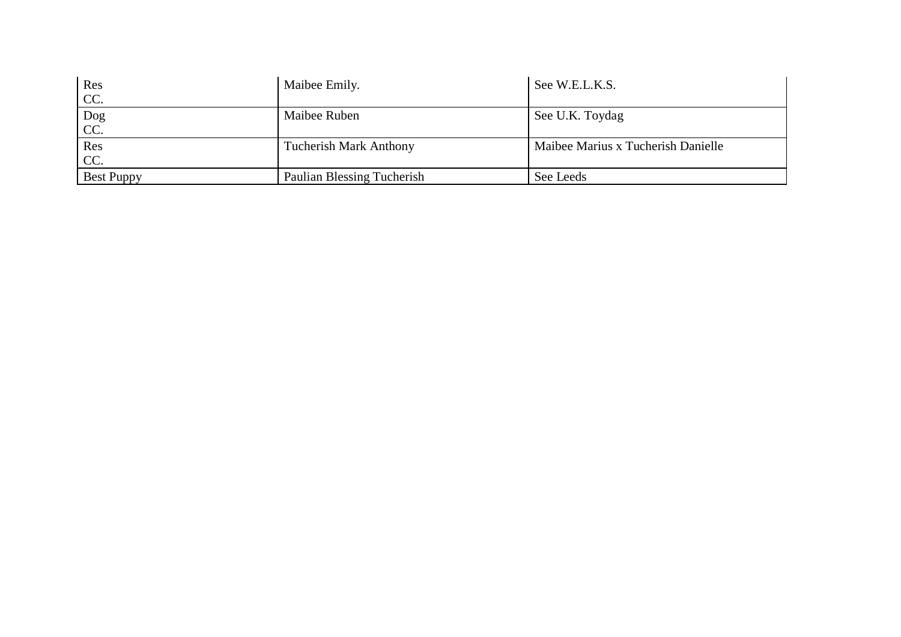| | | |
|---|---|---|
| Res CC. | Maibee Emily. | See W.E.L.K.S. |
| Dog CC. | Maibee Ruben | See U.K. Toydag |
| Res CC. | Tucherish Mark Anthony | Maibee Marius x Tucherish Danielle |
| Best Puppy | Paulian Blessing Tucherish | See Leeds |